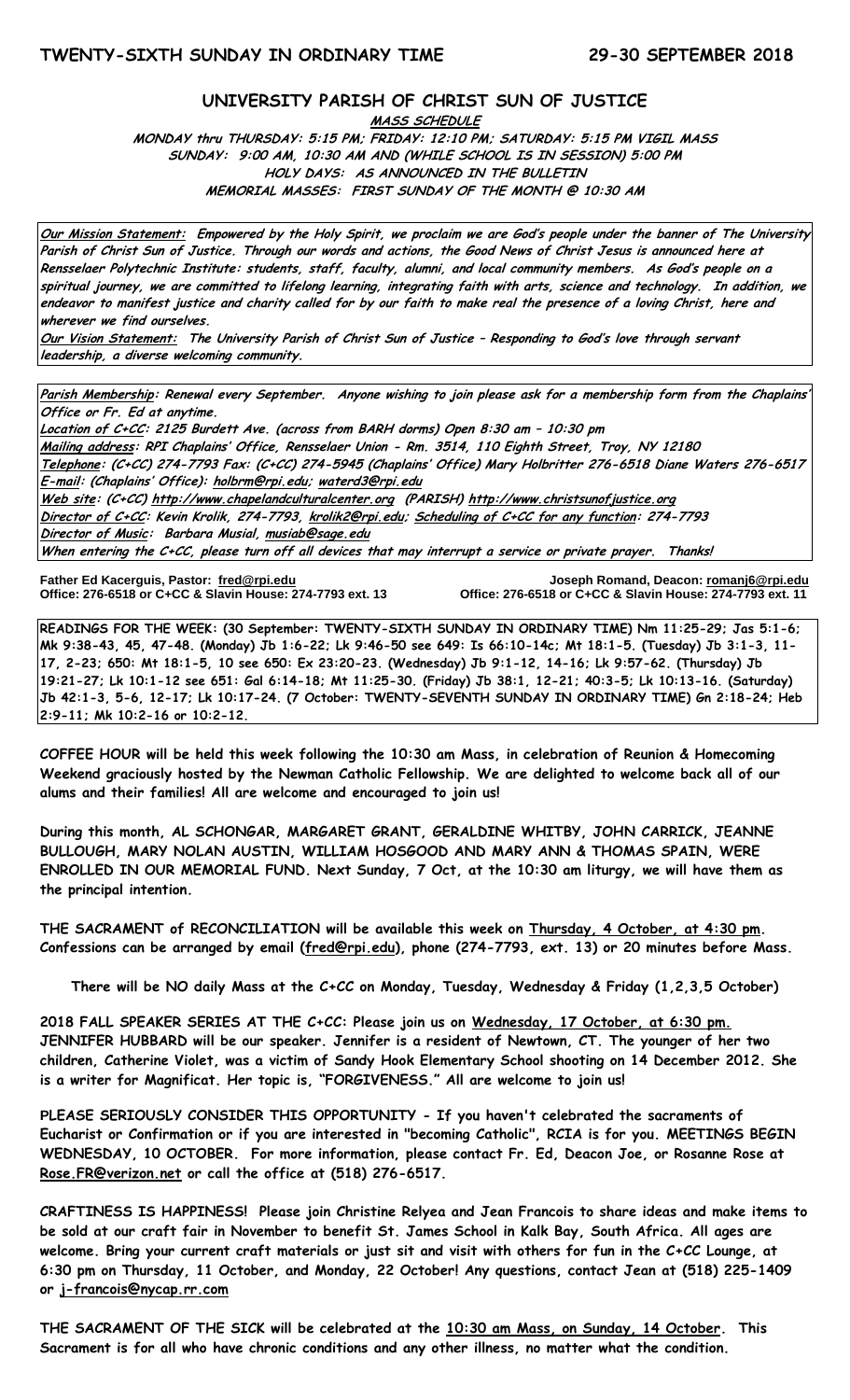**TWENTY-SIXTH SUNDAY IN ORDINARY TIME 29-30 SEPTEMBER 2018**

# UNIVERSITY PARISH OF CHRIST SUN OF JUSTICE

**MASS SCHEDULE**

**MONDAY thru THURSDAY: 5:15 PM; FRIDAY: 12:10 PM; SATURDAY: 5:15 PM VIGIL MASS**
**SUNDAY: 9:00 AM, 10:30 AM AND (WHILE SCHOOL IS IN SESSION) 5:00 PM**
**HOLY DAYS: AS ANNOUNCED IN THE BULLETIN**
**MEMORIAL MASSES: FIRST SUNDAY OF THE MONTH @ 10:30 AM**

***Our Mission Statement:* Empowered by the Holy Spirit, we proclaim we are God's people under the banner of The University Parish of Christ Sun of Justice. Through our words and actions, the Good News of Christ Jesus is announced here at Rensselaer Polytechnic Institute: students, staff, faculty, alumni, and local community members. As God's people on a spiritual journey, we are committed to lifelong learning, integrating faith with arts, science and technology. In addition, we endeavor to manifest justice and charity called for by our faith to make real the presence of a loving Christ, here and wherever we find ourselves.**

***Our Vision Statement:* The University Parish of Christ Sun of Justice – Responding to God's love through servant leadership, a diverse welcoming community.**

***Parish Membership*: Renewal every September. Anyone wishing to join please ask for a membership form from the Chaplains' Office or Fr. Ed at anytime.**

***Location of C+CC*: 2125 Burdett Ave. (across from BARH dorms) Open 8:30 am – 10:30 pm**

***Mailing address*: RPI Chaplains' Office, Rensselaer Union - Rm. 3514, 110 Eighth Street, Troy, NY 12180**

***Telephone*: (C+CC) 274-7793 Fax: (C+CC) 274-5945 (Chaplains' Office) Mary Holbritter 276-6518 Diane Waters 276-6517**

***E-mail*: (Chaplains' Office): holbrm@rpi.edu; waterd3@rpi.edu**

***Web site*: (C+CC) http://www.chapelandculturalcenter.org (PARISH) http://www.christsunofjustice.org**

***Director of C+CC*: Kevin Krolik, 274-7793, krolik2@rpi.edu; *Scheduling of C+CC for any function*: 274-7793**

***Director of Music*: Barbara Musial, musiab@sage.edu**

**When entering the C+CC, please turn off all devices that may interrupt a service or private prayer. Thanks!**

**Father Ed Kacerguis, Pastor: fred@rpi.edu**
**Office: 276-6518 or C+CC & Slavin House: 274-7793 ext. 13**

**Joseph Romand, Deacon: romanj6@rpi.edu**
**Office: 276-6518 or C+CC & Slavin House: 274-7793 ext. 11**

**READINGS FOR THE WEEK: (30 September: TWENTY-SIXTH SUNDAY IN ORDINARY TIME) Nm 11:25-29; Jas 5:1-6; Mk 9:38-43, 45, 47-48. (Monday) Jb 1:6-22; Lk 9:46-50 see 649: Is 66:10-14c; Mt 18:1-5. (Tuesday) Jb 3:1-3, 11-17, 2-23; 650: Mt 18:1-5, 10 see 650: Ex 23:20-23. (Wednesday) Jb 9:1-12, 14-16; Lk 9:57-62. (Thursday) Jb 19:21-27; Lk 10:1-12 see 651: Gal 6:14-18; Mt 11:25-30. (Friday) Jb 38:1, 12-21; 40:3-5; Lk 10:13-16. (Saturday) Jb 42:1-3, 5-6, 12-17; Lk 10:17-24. (7 October: TWENTY-SEVENTH SUNDAY IN ORDINARY TIME) Gn 2:18-24; Heb 2:9-11; Mk 10:2-16 or 10:2-12.**

**COFFEE HOUR will be held this week following the 10:30 am Mass, in celebration of Reunion & Homecoming Weekend graciously hosted by the Newman Catholic Fellowship. We are delighted to welcome back all of our alums and their families! All are welcome and encouraged to join us!**

**During this month, AL SCHONGAR, MARGARET GRANT, GERALDINE WHITBY, JOHN CARRICK, JEANNE BULLOUGH, MARY NOLAN AUSTIN, WILLIAM HOSGOOD AND MARY ANN & THOMAS SPAIN, WERE ENROLLED IN OUR MEMORIAL FUND. Next Sunday, 7 Oct, at the 10:30 am liturgy, we will have them as the principal intention.**

**THE SACRAMENT of RECONCILIATION will be available this week on Thursday, 4 October, at 4:30 pm. Confessions can be arranged by email (fred@rpi.edu), phone (274-7793, ext. 13) or 20 minutes before Mass.**

**There will be NO daily Mass at the C+CC on Monday, Tuesday, Wednesday & Friday (1,2,3,5 October)**

**2018 FALL SPEAKER SERIES AT THE C+CC: Please join us on Wednesday, 17 October, at 6:30 pm. JENNIFER HUBBARD will be our speaker. Jennifer is a resident of Newtown, CT. The younger of her two children, Catherine Violet, was a victim of Sandy Hook Elementary School shooting on 14 December 2012. She is a writer for Magnificat. Her topic is, "FORGIVENESS." All are welcome to join us!**

**PLEASE SERIOUSLY CONSIDER THIS OPPORTUNITY - If you haven't celebrated the sacraments of Eucharist or Confirmation or if you are interested in "becoming Catholic", RCIA is for you. MEETINGS BEGIN WEDNESDAY, 10 OCTOBER. For more information, please contact Fr. Ed, Deacon Joe, or Rosanne Rose at Rose.FR@verizon.net or call the office at (518) 276-6517.**

**CRAFTINESS IS HAPPINESS! Please join Christine Relyea and Jean Francois to share ideas and make items to be sold at our craft fair in November to benefit St. James School in Kalk Bay, South Africa. All ages are welcome. Bring your current craft materials or just sit and visit with others for fun in the C+CC Lounge, at 6:30 pm on Thursday, 11 October, and Monday, 22 October! Any questions, contact Jean at (518) 225-1409 or j-francois@nycap.rr.com**

**THE SACRAMENT OF THE SICK will be celebrated at the 10:30 am Mass, on Sunday, 14 October. This Sacrament is for all who have chronic conditions and any other illness, no matter what the condition.**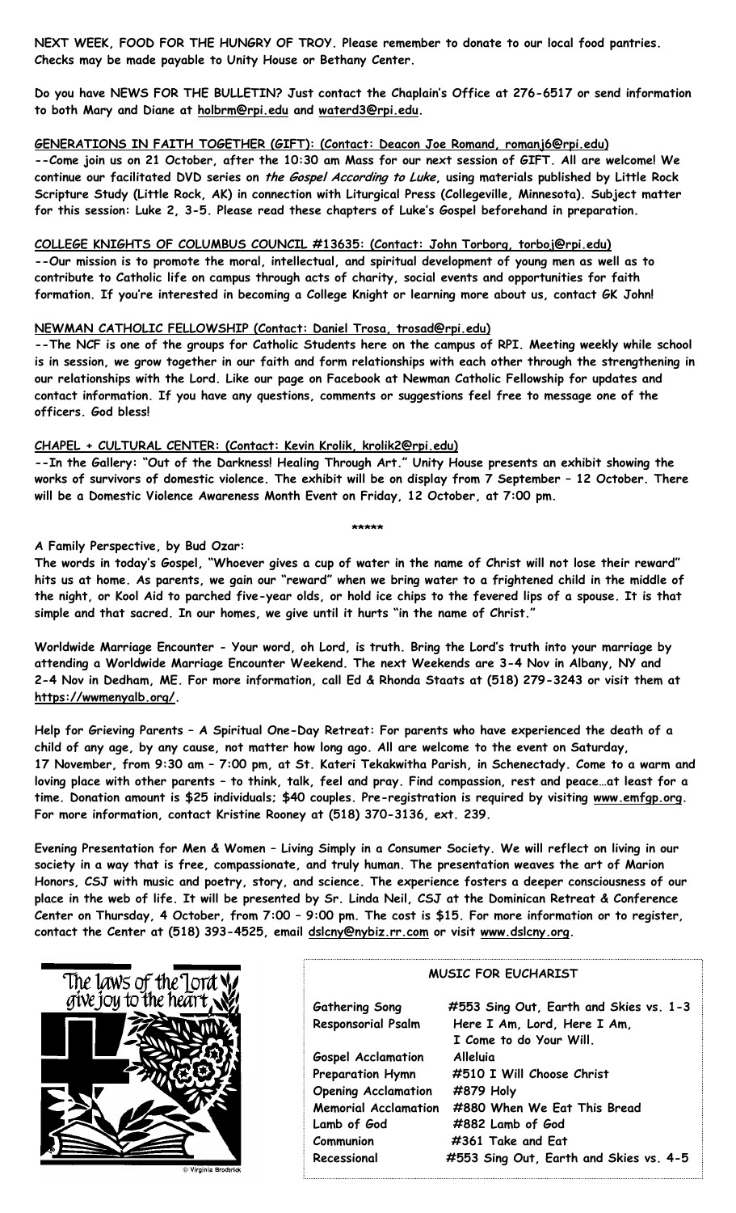**NEXT WEEK, FOOD FOR THE HUNGRY OF TROY. Please remember to donate to our local food pantries. Checks may be made payable to Unity House or Bethany Center.**

**Do you have NEWS FOR THE BULLETIN? Just contact the Chaplain's Office at 276-6517 or send information to both Mary and Diane at holbrm@rpi.edu and waterd3@rpi.edu.**

**GENERATIONS IN FAITH TOGETHER (GIFT): (Contact: Deacon Joe Romand, romanj6@rpi.edu)**
**--Come join us on 21 October, after the 10:30 am Mass for our next session of GIFT. All are welcome! We continue our facilitated DVD series on *the Gospel According to Luke*, using materials published by Little Rock Scripture Study (Little Rock, AK) in connection with Liturgical Press (Collegeville, Minnesota). Subject matter for this session: Luke 2, 3-5. Please read these chapters of Luke's Gospel beforehand in preparation.**

**COLLEGE KNIGHTS OF COLUMBUS COUNCIL #13635: (Contact: John Torborg, torboj@rpi.edu)**
**--Our mission is to promote the moral, intellectual, and spiritual development of young men as well as to contribute to Catholic life on campus through acts of charity, social events and opportunities for faith formation. If you're interested in becoming a College Knight or learning more about us, contact GK John!**

**NEWMAN CATHOLIC FELLOWSHIP (Contact: Daniel Trosa, trosad@rpi.edu)**
**--The NCF is one of the groups for Catholic Students here on the campus of RPI. Meeting weekly while school is in session, we grow together in our faith and form relationships with each other through the strengthening in our relationships with the Lord. Like our page on Facebook at Newman Catholic Fellowship for updates and contact information. If you have any questions, comments or suggestions feel free to message one of the officers. God bless!**

**CHAPEL + CULTURAL CENTER: (Contact: Kevin Krolik, krolik2@rpi.edu)**
**--In the Gallery: "Out of the Darkness! Healing Through Art." Unity House presents an exhibit showing the works of survivors of domestic violence. The exhibit will be on display from 7 September – 12 October. There will be a Domestic Violence Awareness Month Event on Friday, 12 October, at 7:00 pm.**

*****

**A Family Perspective, by Bud Ozar:**
**The words in today's Gospel, "Whoever gives a cup of water in the name of Christ will not lose their reward" hits us at home. As parents, we gain our "reward" when we bring water to a frightened child in the middle of the night, or Kool Aid to parched five-year olds, or hold ice chips to the fevered lips of a spouse. It is that simple and that sacred. In our homes, we give until it hurts "in the name of Christ."**

**Worldwide Marriage Encounter - Your word, oh Lord, is truth. Bring the Lord's truth into your marriage by attending a Worldwide Marriage Encounter Weekend. The next Weekends are 3-4 Nov in Albany, NY and 2-4 Nov in Dedham, ME. For more information, call Ed & Rhonda Staats at (518) 279-3243 or visit them at https://wwmenyalb.org/.**

**Help for Grieving Parents – A Spiritual One-Day Retreat: For parents who have experienced the death of a child of any age, by any cause, not matter how long ago. All are welcome to the event on Saturday, 17 November, from 9:30 am – 7:00 pm, at St. Kateri Tekakwitha Parish, in Schenectady. Come to a warm and loving place with other parents – to think, talk, feel and pray. Find compassion, rest and peace…at least for a time. Donation amount is $25 individuals; $40 couples. Pre-registration is required by visiting www.emfgp.org. For more information, contact Kristine Rooney at (518) 370-3136, ext. 239.**

**Evening Presentation for Men & Women – Living Simply in a Consumer Society. We will reflect on living in our society in a way that is free, compassionate, and truly human. The presentation weaves the art of Marion Honors, CSJ with music and poetry, story, and science. The experience fosters a deeper consciousness of our place in the web of life. It will be presented by Sr. Linda Neil, CSJ at the Dominican Retreat & Conference Center on Thursday, 4 October, from 7:00 – 9:00 pm. The cost is $15. For more information or to register, contact the Center at (518) 393-4525, email dslcny@nybiz.rr.com or visit www.dslcny.org.**

The laws of the Lord give joy to the heart

© Virginia Broderick

**MUSIC FOR EUCHARIST**

| | |
|---|---|
| Gathering Song | #553 Sing Out, Earth and Skies vs. 1-3 |
| Responsorial Psalm | Here I Am, Lord, Here I Am, I Come to do Your Will. |
| Gospel Acclamation | Alleluia |
| Preparation Hymn | #510 I Will Choose Christ |
| Opening Acclamation | #879 Holy |
| Memorial Acclamation | #880 When We Eat This Bread |
| Lamb of God | #882 Lamb of God |
| Communion | #361 Take and Eat |
| Recessional | #553 Sing Out, Earth and Skies vs. 4-5 |